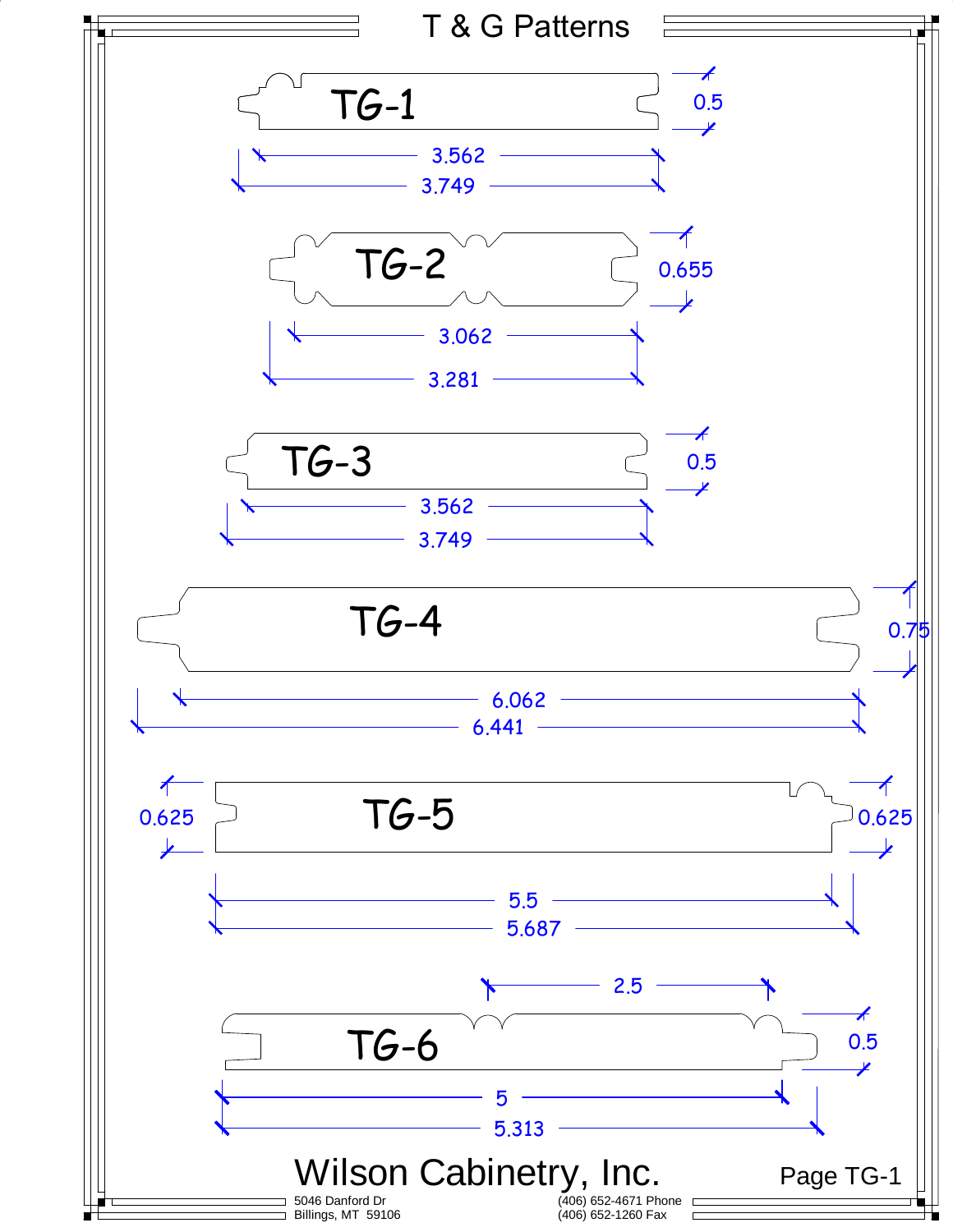# T & G Patterns

**TG-1**

0.5

3.562

3.749

**TG-2**

0.655

3.062

3.281

**TG-3**

0.5

3.562

3.749

**TG-4**

0.75

6.062

6.441

**TG-5**

0.625

0.625

5.5

5.687

**TG-6**

2.5

0.5

5

5.313

## Wilson Cabinetry, Inc.

5046 Danford Dr
Billings, MT 59106

(406) 652-4671 Phone
(406) 652-1260 Fax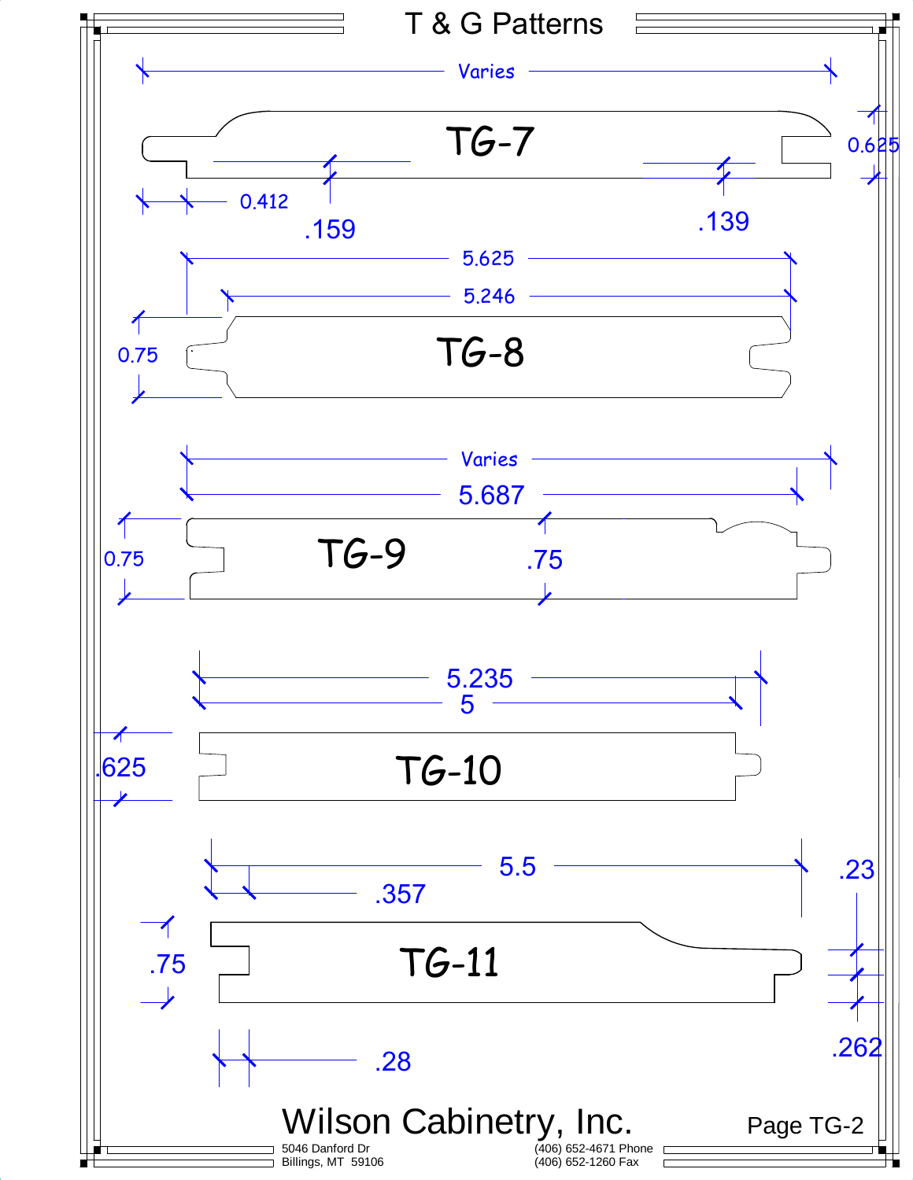# T & G Patterns

## TG-7

Varies

0.625

0.412

.159

.139

## TG-8

5.625

5.246

0.75

## TG-9

Varies

5.687

0.75

.75

## TG-10

5.235

5

.625

## TG-11

5.5

.357

.23

.75

.262

.28

# Wilson Cabinetry, Inc.

5046 Danford Dr
Billings, MT 59106

(406) 652-4671 Phone
(406) 652-1260 Fax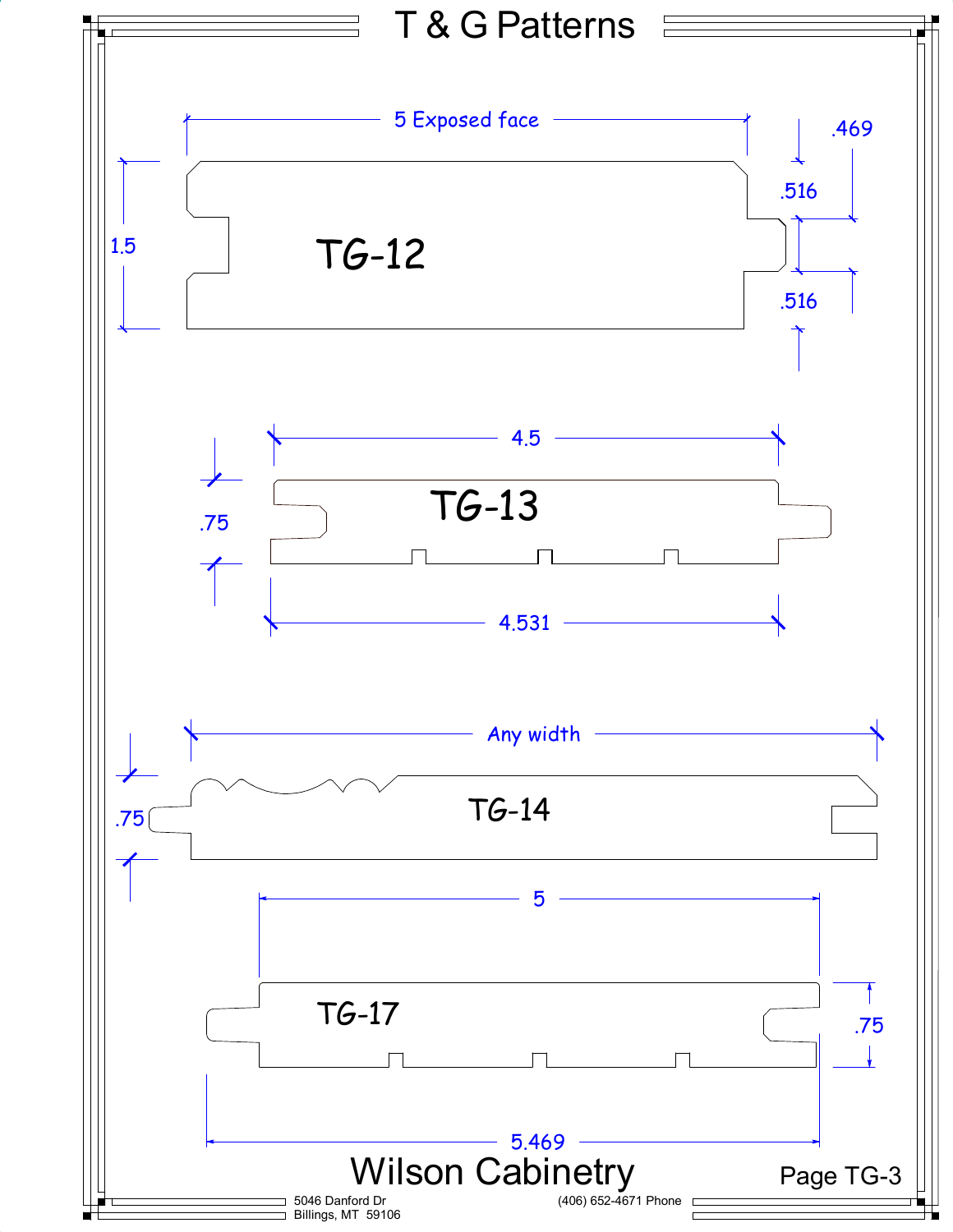# T & G Patterns

## TG-12

5 Exposed face

1.5

.469

.516

.516

## TG-13

4.5

.75

4.531

## TG-14

Any width

.75

## TG-17

5

.75

5.469

Wilson Cabinetry

5046 Danford Dr
Billings, MT 59106

(406) 652-4671 Phone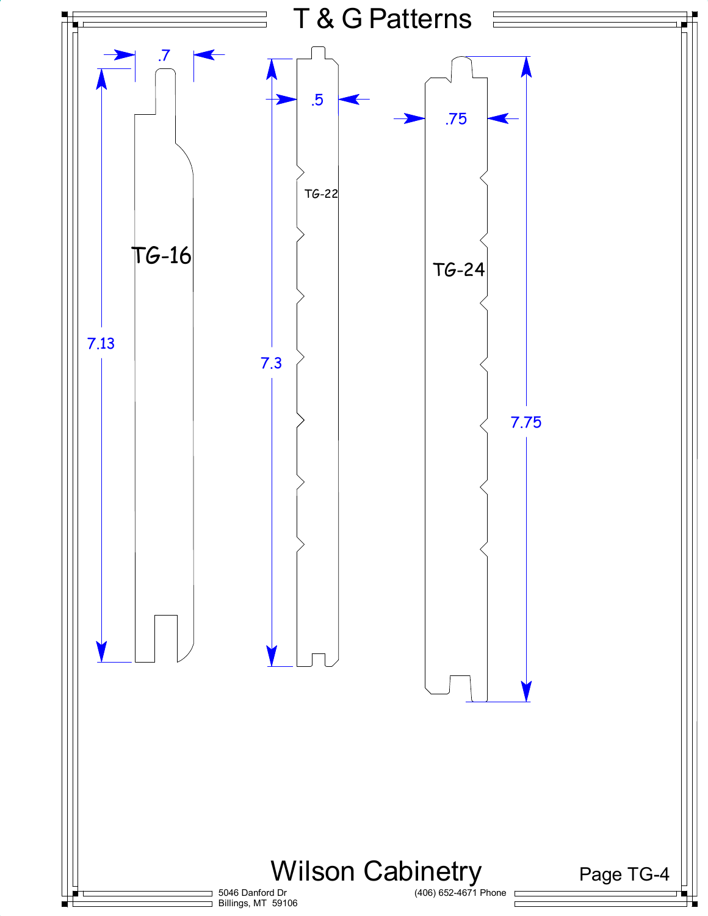# T & G Patterns

TG-16

.7

7.13

TG-22

.5

7.3

TG-24

.75

7.75

Wilson Cabinetry

Page TG-4

5046 Danford Dr
Billings, MT 59106

(406) 652-4671 Phone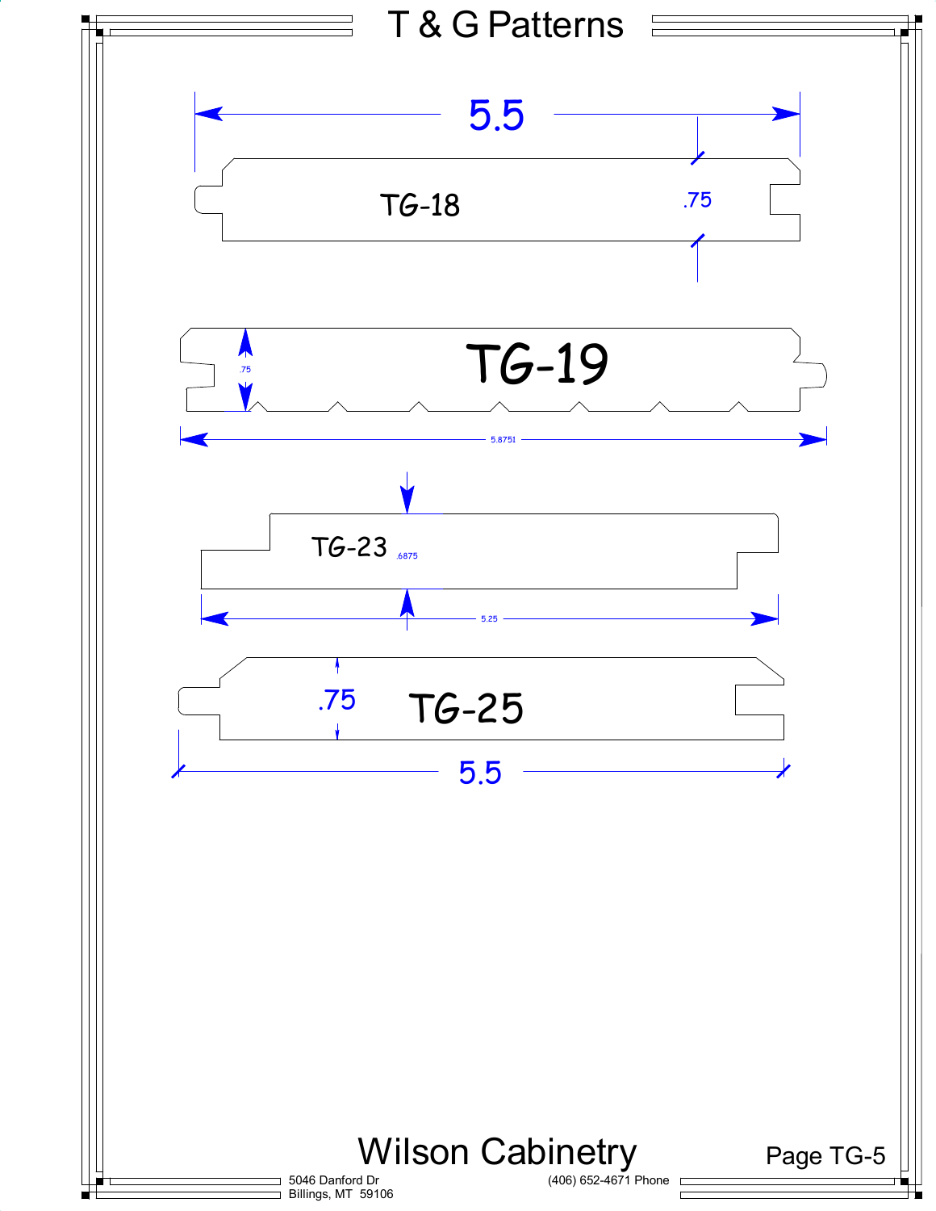# T & G Patterns

5.5

TG-18

.75

TG-19

.75

5.8751

TG-23

.6875

5.25

.75

TG-25

5.5

Wilson Cabinetry

Page TG-5

5046 Danford Dr
Billings, MT 59106

(406) 652-4671 Phone